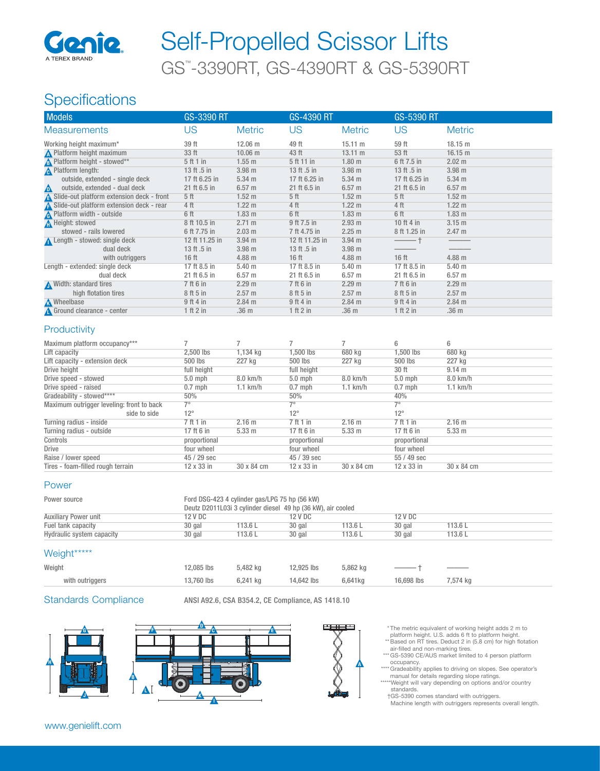# Self-Propelled Scissor Lifts

## GS™-3390RT, GS-4390RT & GS-5390RT

## Specifications

| Models | GS-3390 RT | | GS-4390 RT | | GS-5390 RT | |
|---|---|---|---|---|---|---|
| **Measurements** | **US** | **Metric** | **US** | **Metric** | **US** | **Metric** |
| Working height maximum* | 39 ft | 12.06 m | 49 ft | 15.11 m | 59 ft | 18.15 m |
| A Platform height maximum | 33 ft | 10.06 m | 43 ft | 13.11 m | 53 ft | 16.15 m |
| B Platform height - stowed** | 5 ft 1 in | 1.55 m | 5 ft 11 in | 1.80 m | 6 ft 7.5 in | 2.02 m |
| C Platform length: | 13 ft .5 in | 3.98 m | 13 ft .5 in | 3.98 m | 13 ft .5 in | 3.98 m |
| outside, extended - single deck | 17 ft 6.25 in | 5.34 m | 17 ft 6.25 in | 5.34 m | 17 ft 6.25 in | 5.34 m |
| D outside, extended - dual deck | 21 ft 6.5 in | 6.57 m | 21 ft 6.5 in | 6.57 m | 21 ft 6.5 in | 6.57 m |
| E Slide-out platform extension deck - front | 5 ft | 1.52 m | 5 ft | 1.52 m | 5 ft | 1.52 m |
| F Slide-out platform extension deck - rear | 4 ft | 1.22 m | 4 ft | 1.22 m | 4 ft | 1.22 m |
| G Platform width - outside | 6 ft | 1.83 m | 6 ft | 1.83 m | 6 ft | 1.83 m |
| H Height: stowed | 8 ft 10.5 in | 2.71 m | 9 ft 7.5 in | 2.93 m | 10 ft 4 in | 3.15 m |
| stowed - rails lowered | 6 ft 7.75 in | 2.03 m | 7 ft 4.75 in | 2.25 m | 8 ft 1.25 in | 2.47 m |
| I Length - stowed: single deck | 12 ft 11.25 in | 3.94 m | 12 ft 11.25 in | 3.94 m | ——— † | ——— |
| dual deck | 13 ft .5 in | 3.98 m | 13 ft .5 in | 3.98 m | ——— | ——— |
| with outriggers | 16 ft | 4.88 m | 16 ft | 4.88 m | 16 ft | 4.88 m |
| Length - extended: single deck | 17 ft 8.5 in | 5.40 m | 17 ft 8.5 in | 5.40 m | 17 ft 8.5 in | 5.40 m |
| dual deck | 21 ft 6.5 in | 6.57 m | 21 ft 6.5 in | 6.57 m | 21 ft 6.5 in | 6.57 m |
| J Width: standard tires | 7 ft 6 in | 2.29 m | 7 ft 6 in | 2.29 m | 7 ft 6 in | 2.29 m |
| high flotation tires | 8 ft 5 in | 2.57 m | 8 ft 5 in | 2.57 m | 8 ft 5 in | 2.57 m |
| K Wheelbase | 9 ft 4 in | 2.84 m | 9 ft 4 in | 2.84 m | 9 ft 4 in | 2.84 m |
| L Ground clearance - center | 1 ft 2 in | .36 m | 1 ft 2 in | .36 m | 1 ft 2 in | .36 m |

### Productivity

| | | | | | | |
|---|---|---|---|---|---|---|
| Maximum platform occupancy*** | 7 | 7 | 7 | 7 | 6 | 6 |
| Lift capacity | 2,500 lbs | 1,134 kg | 1,500 lbs | 680 kg | 1,500 lbs | 680 kg |
| Lift capacity - extension deck | 500 lbs | 227 kg | 500 lbs | 227 kg | 500 lbs | 227 kg |
| Drive height | full height | | full height | | 30 ft | 9.14 m |
| Drive speed - stowed | 5.0 mph | 8.0 km/h | 5.0 mph | 8.0 km/h | 5.0 mph | 8.0 km/h |
| Drive speed - raised | 0.7 mph | 1.1 km/h | 0.7 mph | 1.1 km/h | 0.7 mph | 1.1 km/h |
| Gradeability - stowed**** | 50% | | 50% | | 40% | |
| Maximum outrigger leveling: front to back | 7° | | 7° | | 7° | |
| side to side | 12° | | 12° | | 12° | |
| Turning radius - inside | 7 ft 1 in | 2.16 m | 7 ft 1 in | 2.16 m | 7 ft 1 in | 2.16 m |
| Turning radius - outside | 17 ft 6 in | 5.33 m | 17 ft 6 in | 5.33 m | 17 ft 6 in | 5.33 m |
| Controls | proportional | | proportional | | proportional | |
| Drive | four wheel | | four wheel | | four wheel | |
| Raise / lower speed | 45 / 29 sec | | 45 / 39 sec | | 55 / 49 sec | |
| Tires - foam-filled rough terrain | 12 x 33 in | 30 x 84 cm | 12 x 33 in | 30 x 84 cm | 12 x 33 in | 30 x 84 cm |

### Power

| | | | | | | |
|---|---|---|---|---|---|---|
| Power source | Ford DSG-423 4 cylinder gas/LPG 75 hp (56 kW)<br>Deutz D2011L03i 3 cylinder diesel 49 hp (36 kW), air cooled | | | | | |
| Auxiliary Power unit | 12 V DC | | 12 V DC | | 12 V DC | |
| Fuel tank capacity | 30 gal | 113.6 L | 30 gal | 113.6 L | 30 gal | 113.6 L |
| Hydraulic system capacity | 30 gal | 113.6 L | 30 gal | 113.6 L | 30 gal | 113.6 L |

### Weight*****

| | | | | | | |
|---|---|---|---|---|---|---|
| Weight | 12,085 lbs | 5,482 kg | 12,925 lbs | 5,862 kg | ——— † | ——— |
| with outriggers | 13,760 lbs | 6,241 kg | 14,642 lbs | 6,641kg | 16,698 lbs | 7,574 kg |

### Standards Compliance

ANSI A92.6, CSA B354.2, CE Compliance, AS 1418.10

\* The metric equivalent of working height adds 2 m to platform height. U.S. adds 6 ft to platform height.
\*\* Based on RT tires. Deduct 2 in (5.8 cm) for high flotation air-filled and non-marking tires.
\*\*\* GS-5390 CE/AUS market limited to 4 person platform occupancy.
\*\*\*\* Gradeability applies to driving on slopes. See operator's manual for details regarding slope ratings.
\*\*\*\*\* Weight will vary depending on options and/or country standards.
† GS-5390 comes standard with outriggers. Machine length with outriggers represents overall length.

www.genielift.com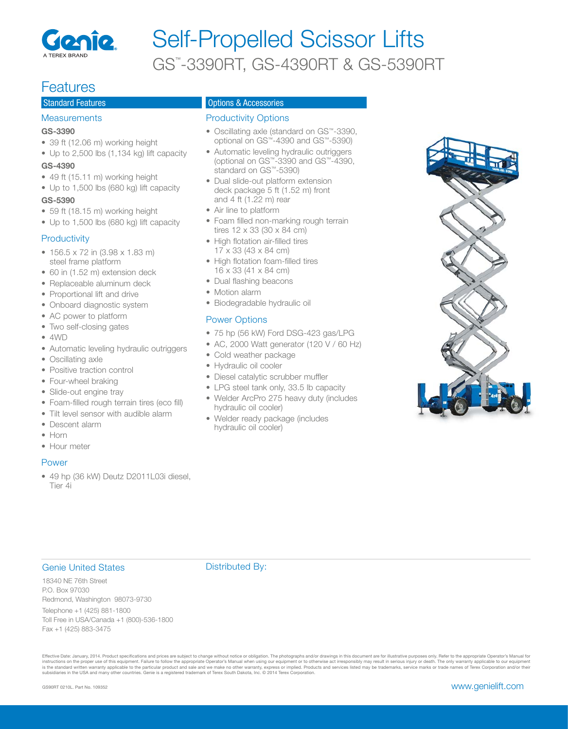# Self-Propelled Scissor Lifts

## GS™-3390RT, GS-4390RT & GS-5390RT

# Features

## Standard Features

### Measurements

**GS-3390**

- 39 ft (12.06 m) working height
- Up to 2,500 lbs (1,134 kg) lift capacity

**GS-4390**

- 49 ft (15.11 m) working height
- Up to 1,500 lbs (680 kg) lift capacity

**GS-5390**

- 59 ft (18.15 m) working height
- Up to 1,500 lbs (680 kg) lift capacity

### Productivity

- 156.5 x 72 in (3.98 x 1.83 m) steel frame platform
- 60 in (1.52 m) extension deck
- Replaceable aluminum deck
- Proportional lift and drive
- Onboard diagnostic system
- AC power to platform
- Two self-closing gates
- 4WD
- Automatic leveling hydraulic outriggers
- Oscillating axle
- Positive traction control
- Four-wheel braking
- Slide-out engine tray
- Foam-filled rough terrain tires (eco fill)
- Tilt level sensor with audible alarm
- Descent alarm
- Horn
- Hour meter

### Power

- 49 hp (36 kW) Deutz D2011L03i diesel, Tier 4i

## Options & Accessories

### Productivity Options

- Oscillating axle (standard on GS™-3390, optional on GS™-4390 and GS™-5390)
- Automatic leveling hydraulic outriggers (optional on GS™-3390 and GS™-4390, standard on GS™-5390)
- Dual slide-out platform extension deck package 5 ft (1.52 m) front and 4 ft (1.22 m) rear
- Air line to platform
- Foam filled non-marking rough terrain tires 12 x 33 (30 x 84 cm)
- High flotation air-filled tires 17 x 33 (43 x 84 cm)
- High flotation foam-filled tires 16 x 33 (41 x 84 cm)
- Dual flashing beacons
- Motion alarm
- Biodegradable hydraulic oil

### Power Options

- 75 hp (56 kW) Ford DSG-423 gas/LPG
- AC, 2000 Watt generator (120 V / 60 Hz)
- Cold weather package
- Hydraulic oil cooler
- Diesel catalytic scrubber muffler
- LPG steel tank only, 33.5 lb capacity
- Welder ArcPro 275 heavy duty (includes hydraulic oil cooler)
- Welder ready package (includes hydraulic oil cooler)

### Genie United States

18340 NE 76th Street
P.O. Box 97030
Redmond, Washington 98073-9730

Telephone +1 (425) 881-1800
Toll Free in USA/Canada +1 (800)-536-1800
Fax +1 (425) 883-3475

### Distributed By:

Effective Date: January, 2014. Product specifications and prices are subject to change without notice or obligation. The photographs and/or drawings in this document are for illustrative purposes only. Refer to the appropriate Operator's Manual for instructions on the proper use of this equipment. Failure to follow the appropriate Operator's Manual when using our equipment or to otherwise act irresponsibly may result in serious injury or death. The only warranty applicable to our equipment is the standard written warranty applicable to the particular product and sale and we make no other warranty, express or implied. Products and services listed may be trademarks, service marks or trade names of Terex Corporation and/or their subsidiaries in the USA and many other countries. Genie is a registered trademark of Terex South Dakota, Inc. © 2014 Terex Corporation.

GS90RT 0210L. Part No. 109352

www.genielift.com